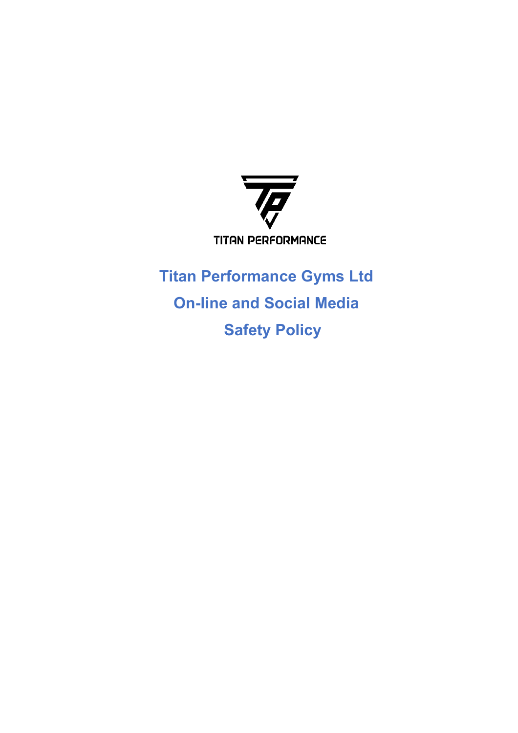TITAN PERFORMANCE

# Titan Performance Gyms Ltd

# On-line and Social Media

# Safety Policy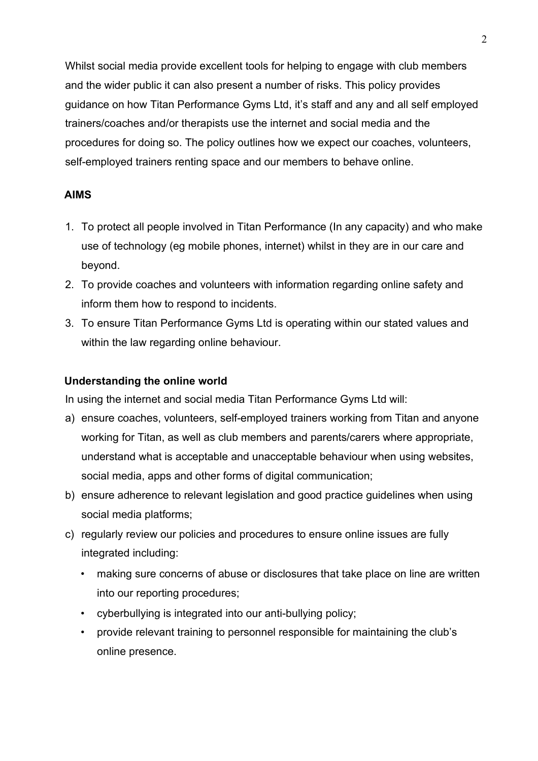Whilst social media provide excellent tools for helping to engage with club members and the wider public it can also present a number of risks. This policy provides guidance on how Titan Performance Gyms Ltd, it's staff and any and all self employed trainers/coaches and/or therapists use the internet and social media and the procedures for doing so. The policy outlines how we expect our coaches, volunteers, self-employed trainers renting space and our members to behave online.

## AIMS

1. To protect all people involved in Titan Performance (In any capacity) and who make use of technology (eg mobile phones, internet) whilst in they are in our care and beyond.
2. To provide coaches and volunteers with information regarding online safety and inform them how to respond to incidents.
3. To ensure Titan Performance Gyms Ltd is operating within our stated values and within the law regarding online behaviour.

### Understanding the online world

In using the internet and social media Titan Performance Gyms Ltd will:

a) ensure coaches, volunteers, self-employed trainers working from Titan and anyone working for Titan, as well as club members and parents/carers where appropriate, understand what is acceptable and unacceptable behaviour when using websites, social media, apps and other forms of digital communication;

b) ensure adherence to relevant legislation and good practice guidelines when using social media platforms;

c) regularly review our policies and procedures to ensure online issues are fully integrated including:

- making sure concerns of abuse or disclosures that take place on line are written into our reporting procedures;
- cyberbullying is integrated into our anti-bullying policy;
- provide relevant training to personnel responsible for maintaining the club's online presence.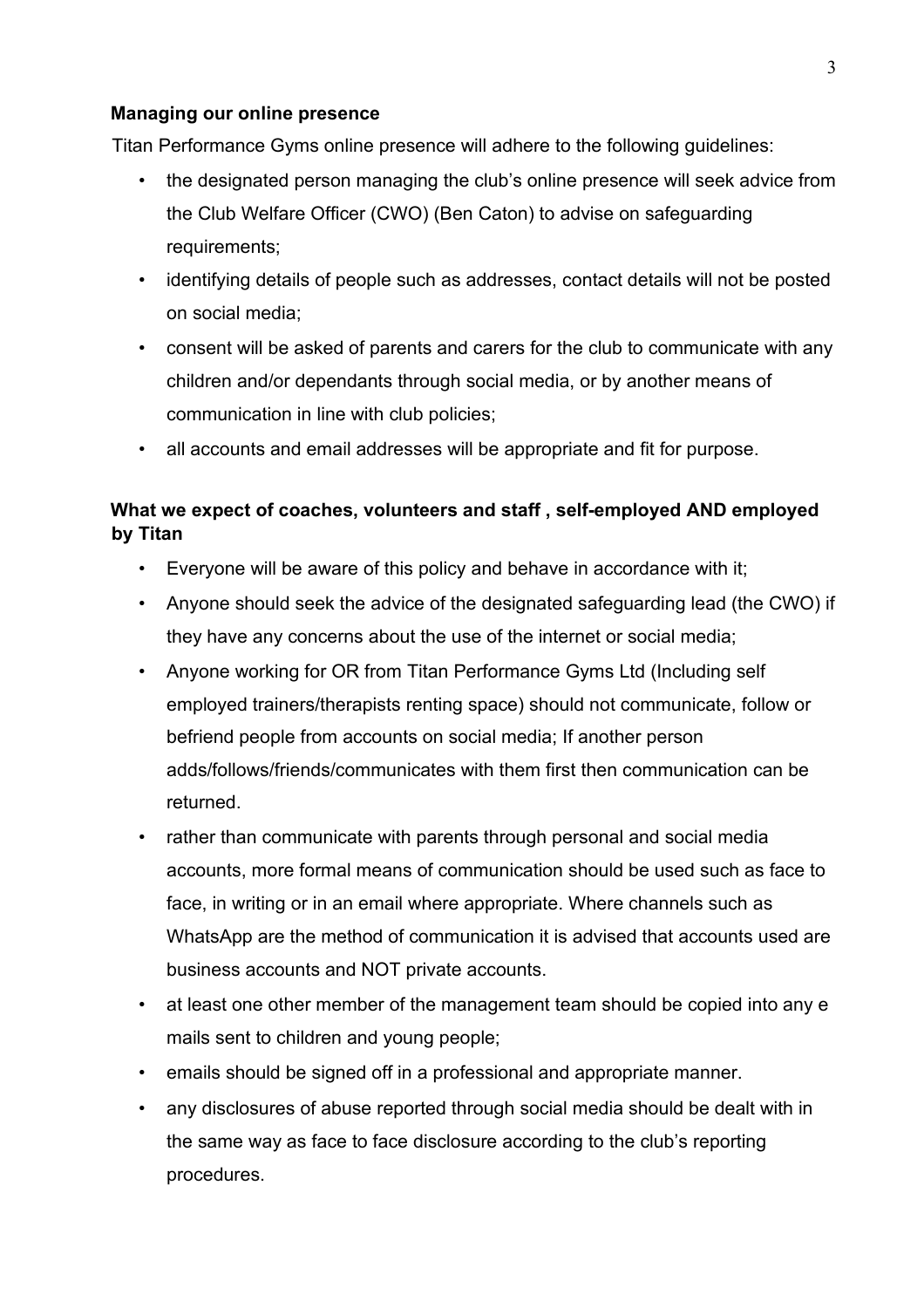**Managing our online presence**

Titan Performance Gyms online presence will adhere to the following guidelines:

- the designated person managing the club's online presence will seek advice from the Club Welfare Officer (CWO) (Ben Caton) to advise on safeguarding requirements;
- identifying details of people such as addresses, contact details will not be posted on social media;
- consent will be asked of parents and carers for the club to communicate with any children and/or dependants through social media, or by another means of communication in line with club policies;
- all accounts and email addresses will be appropriate and fit for purpose.

**What we expect of coaches, volunteers and staff , self-employed AND employed by Titan**

- Everyone will be aware of this policy and behave in accordance with it;
- Anyone should seek the advice of the designated safeguarding lead (the CWO) if they have any concerns about the use of the internet or social media;
- Anyone working for OR from Titan Performance Gyms Ltd (Including self employed trainers/therapists renting space) should not communicate, follow or befriend people from accounts on social media; If another person adds/follows/friends/communicates with them first then communication can be returned.
- rather than communicate with parents through personal and social media accounts, more formal means of communication should be used such as face to face, in writing or in an email where appropriate. Where channels such as WhatsApp are the method of communication it is advised that accounts used are business accounts and NOT private accounts.
- at least one other member of the management team should be copied into any e mails sent to children and young people;
- emails should be signed off in a professional and appropriate manner.
- any disclosures of abuse reported through social media should be dealt with in the same way as face to face disclosure according to the club's reporting procedures.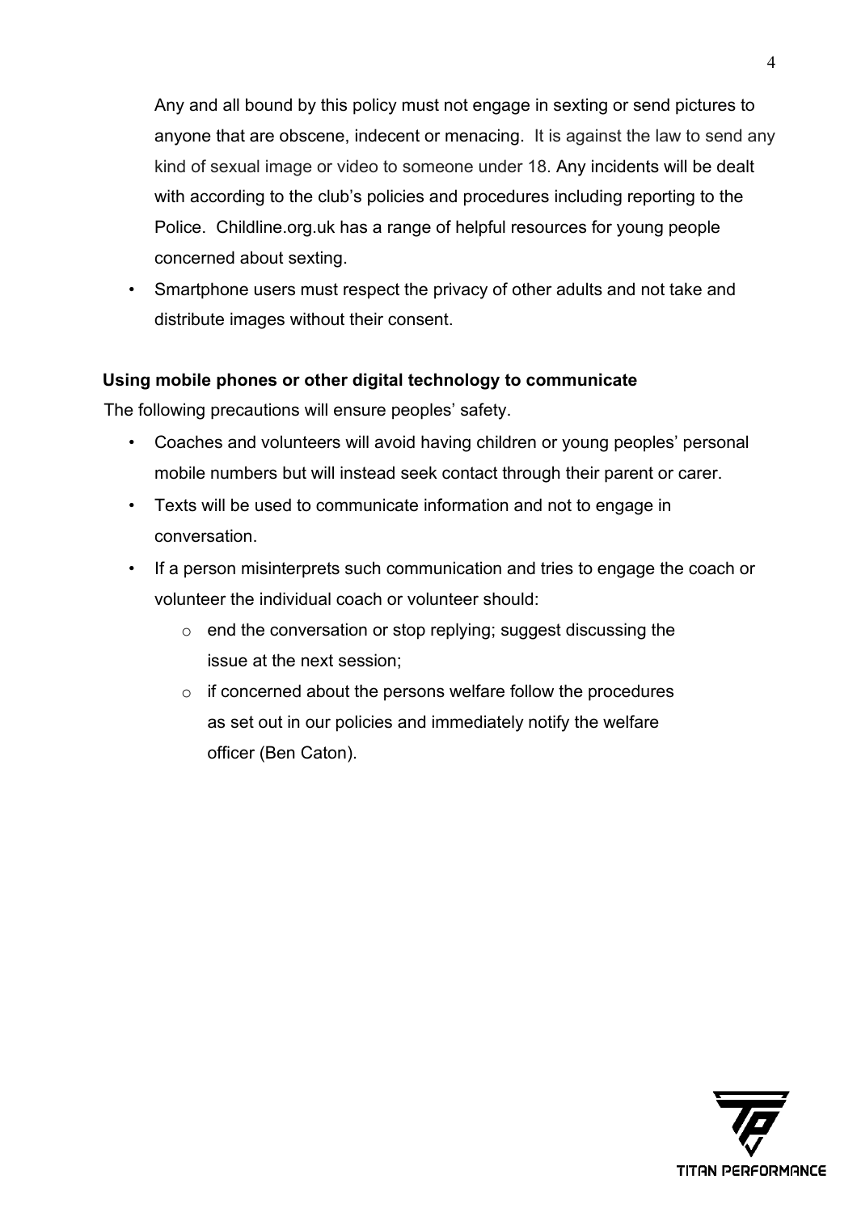Any and all bound by this policy must not engage in sexting or send pictures to anyone that are obscene, indecent or menacing. It is against the law to send any kind of sexual image or video to someone under 18. Any incidents will be dealt with according to the club's policies and procedures including reporting to the Police. Childline.org.uk has a range of helpful resources for young people concerned about sexting.

- Smartphone users must respect the privacy of other adults and not take and distribute images without their consent.

**Using mobile phones or other digital technology to communicate**

The following precautions will ensure peoples' safety.

- Coaches and volunteers will avoid having children or young peoples' personal mobile numbers but will instead seek contact through their parent or carer.
- Texts will be used to communicate information and not to engage in conversation.
- If a person misinterprets such communication and tries to engage the coach or volunteer the individual coach or volunteer should:
  - end the conversation or stop replying; suggest discussing the issue at the next session;
  - if concerned about the persons welfare follow the procedures as set out in our policies and immediately notify the welfare officer (Ben Caton).